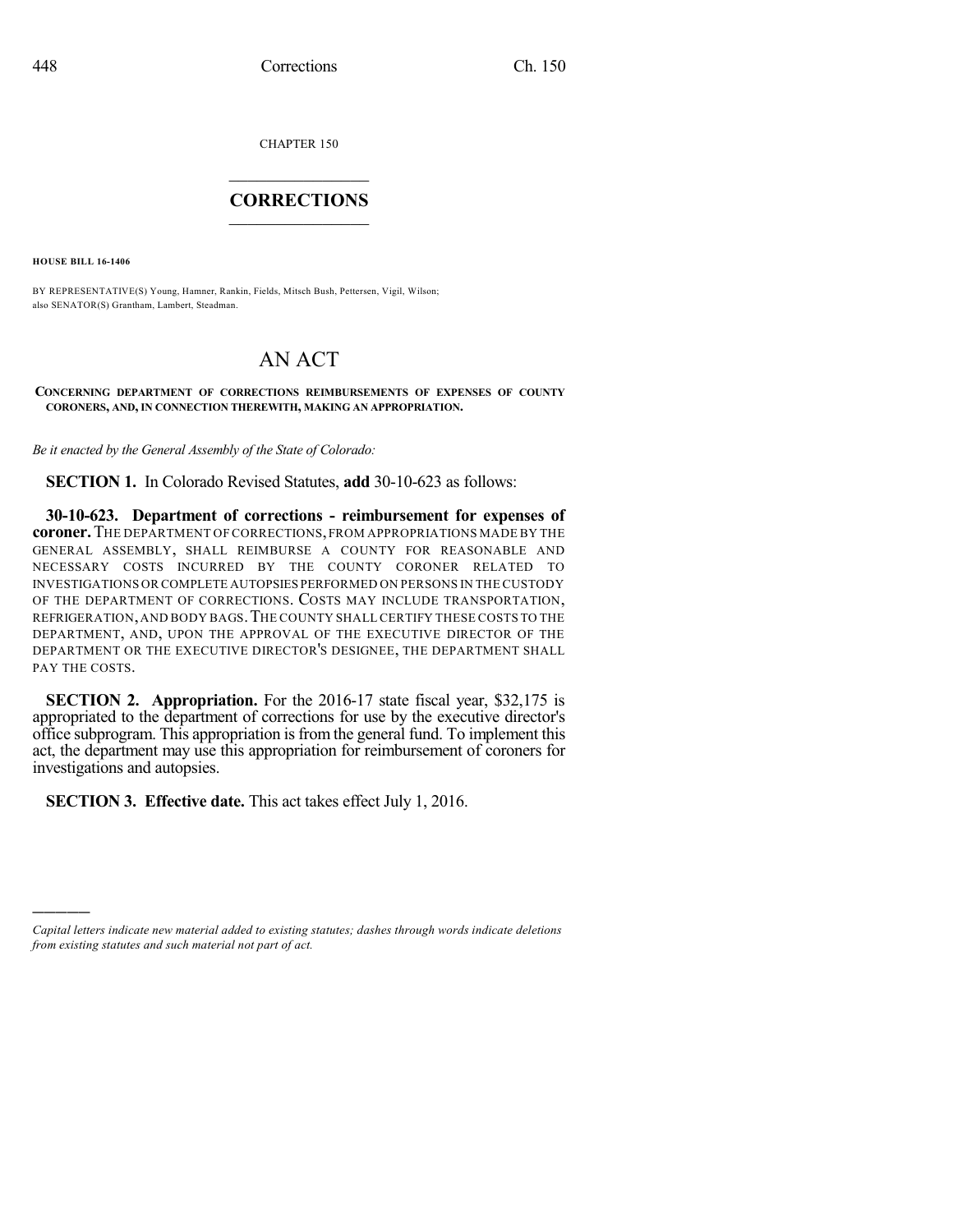CHAPTER 150

## CORRECTIONS

**HOUSE BILL 16-1406**

BY REPRESENTATIVE(S) Young, Hamner, Rankin, Fields, Mitsch Bush, Pettersen, Vigil, Wilson;
also SENATOR(S) Grantham, Lambert, Steadman.

# AN ACT

**CONCERNING DEPARTMENT OF CORRECTIONS REIMBURSEMENTS OF EXPENSES OF COUNTY CORONERS, AND, IN CONNECTION THEREWITH, MAKING AN APPROPRIATION.**

*Be it enacted by the General Assembly of the State of Colorado:*

**SECTION 1.** In Colorado Revised Statutes, **add** 30-10-623 as follows:

**30-10-623. Department of corrections - reimbursement for expenses of coroner.** THE DEPARTMENT OF CORRECTIONS, FROM APPROPRIATIONS MADE BY THE GENERAL ASSEMBLY, SHALL REIMBURSE A COUNTY FOR REASONABLE AND NECESSARY COSTS INCURRED BY THE COUNTY CORONER RELATED TO INVESTIGATIONS OR COMPLETE AUTOPSIES PERFORMED ON PERSONS IN THE CUSTODY OF THE DEPARTMENT OF CORRECTIONS. COSTS MAY INCLUDE TRANSPORTATION, REFRIGERATION, AND BODY BAGS. THE COUNTY SHALL CERTIFY THESE COSTS TO THE DEPARTMENT, AND, UPON THE APPROVAL OF THE EXECUTIVE DIRECTOR OF THE DEPARTMENT OR THE EXECUTIVE DIRECTOR'S DESIGNEE, THE DEPARTMENT SHALL PAY THE COSTS.

**SECTION 2. Appropriation.** For the 2016-17 state fiscal year, $32,175 is appropriated to the department of corrections for use by the executive director's office subprogram. This appropriation is from the general fund. To implement this act, the department may use this appropriation for reimbursement of coroners for investigations and autopsies.

**SECTION 3. Effective date.** This act takes effect July 1, 2016.

---

*Capital letters indicate new material added to existing statutes; dashes through words indicate deletions from existing statutes and such material not part of act.*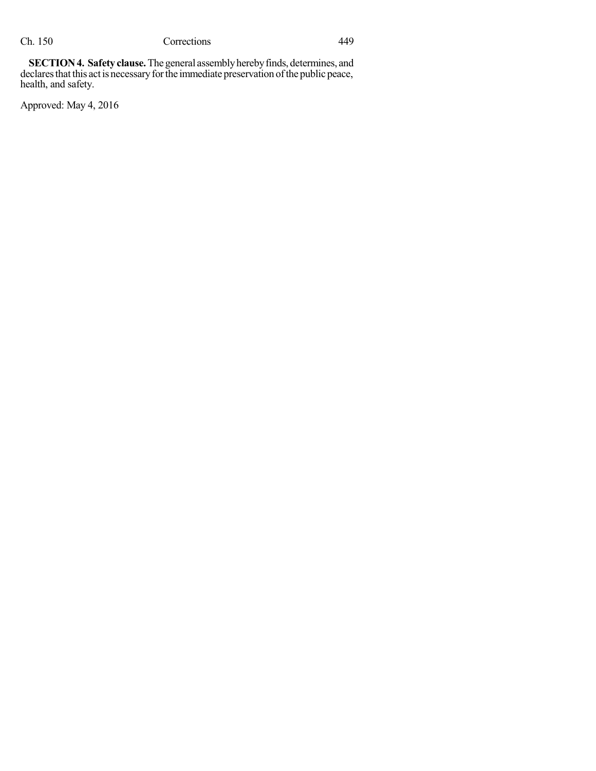**SECTION 4. Safety clause.** The general assembly hereby finds, determines, and declares that this act is necessary for the immediate preservation of the public peace, health, and safety.

Approved: May 4, 2016